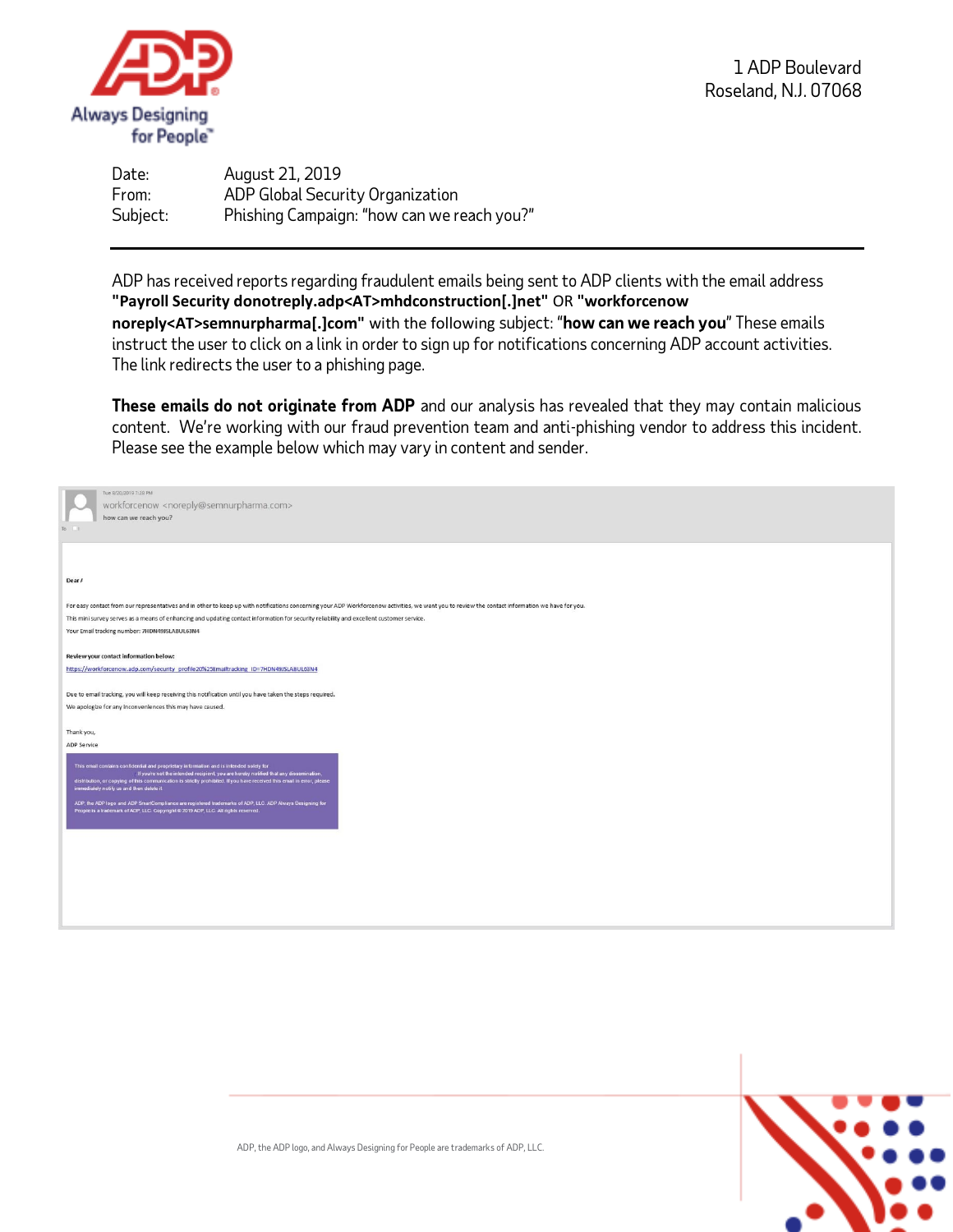1 ADP Boulevard
Roseland, N.J. 07068

Date: August 21, 2019
From: ADP Global Security Organization
Subject: Phishing Campaign: "how can we reach you?"

---

ADP has received reports regarding fraudulent emails being sent to ADP clients with the email address **"Payroll Security donotreply.adp<AT>mhdconstruction[.]net"** OR **"workforcenow noreply<AT>semnurpharma[.]com"** with the following subject: "**how can we reach you**" These emails instruct the user to click on a link in order to sign up for notifications concerning ADP account activities. The link redirects the user to a phishing page.

**These emails do not originate from ADP** and our analysis has revealed that they may contain malicious content. We're working with our fraud prevention team and anti-phishing vendor to address this incident. Please see the example below which may vary in content and sender.

Tue 8/20/2019 7:20 PM
workforcenow <noreply@semnurpharma.com>
how can we reach you?

**Dear /**

For easy contact from our representatives and in other to keep up with notifications concerning your ADP Workforcenow activities, we want you to review the contact information we have for you.

This mini survey serves as a means of enhancing and updating contact information for security reliability and excellent customer service.

Your Email tracking number: 7HDN49JSLABUL63N4

**Review your contact information below:**

https://workforcenow.adp.com/security_profile20%25Emailtracking_ID=7HDN49JSLABUL63N4

Due to email tracking, you will keep receiving this notification until you have taken the steps required.

We apologize for any inconveniences this may have caused.

Thank you,

ADP Service

This email contains confidential and proprietary information and is intended solely for . If you're not the intended recipient, you are hereby notified that any dissemination, distribution, or copying of this communication is strictly prohibited. If you have received this email in error, please immediately notify us and then delete it.

ADP, the ADP logo and ADP SmartCompliance are registered trademarks of ADP, LLC. ADP Always Designing for People is a trademark of ADP, LLC. Copyright © 2019 ADP, LLC. All rights reserved.

ADP, the ADP logo, and Always Designing for People are trademarks of ADP, LLC.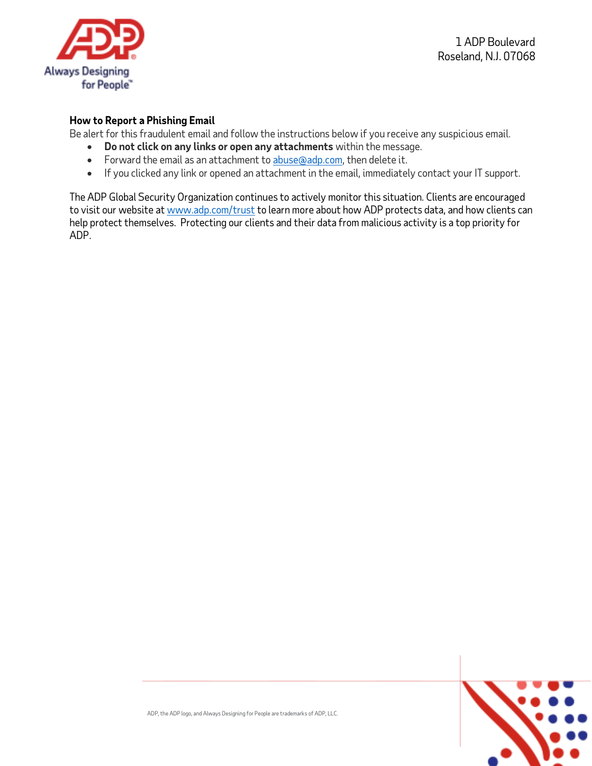1 ADP Boulevard
Roseland, N.J. 07068

**How to Report a Phishing Email**

Be alert for this fraudulent email and follow the instructions below if you receive any suspicious email.

- **Do not click on any links or open any attachments** within the message.
- Forward the email as an attachment to abuse@adp.com, then delete it.
- If you clicked any link or opened an attachment in the email, immediately contact your IT support.

The ADP Global Security Organization continues to actively monitor this situation. Clients are encouraged to visit our website at www.adp.com/trust to learn more about how ADP protects data, and how clients can help protect themselves. Protecting our clients and their data from malicious activity is a top priority for ADP.

ADP, the ADP logo, and Always Designing for People are trademarks of ADP, LLC.